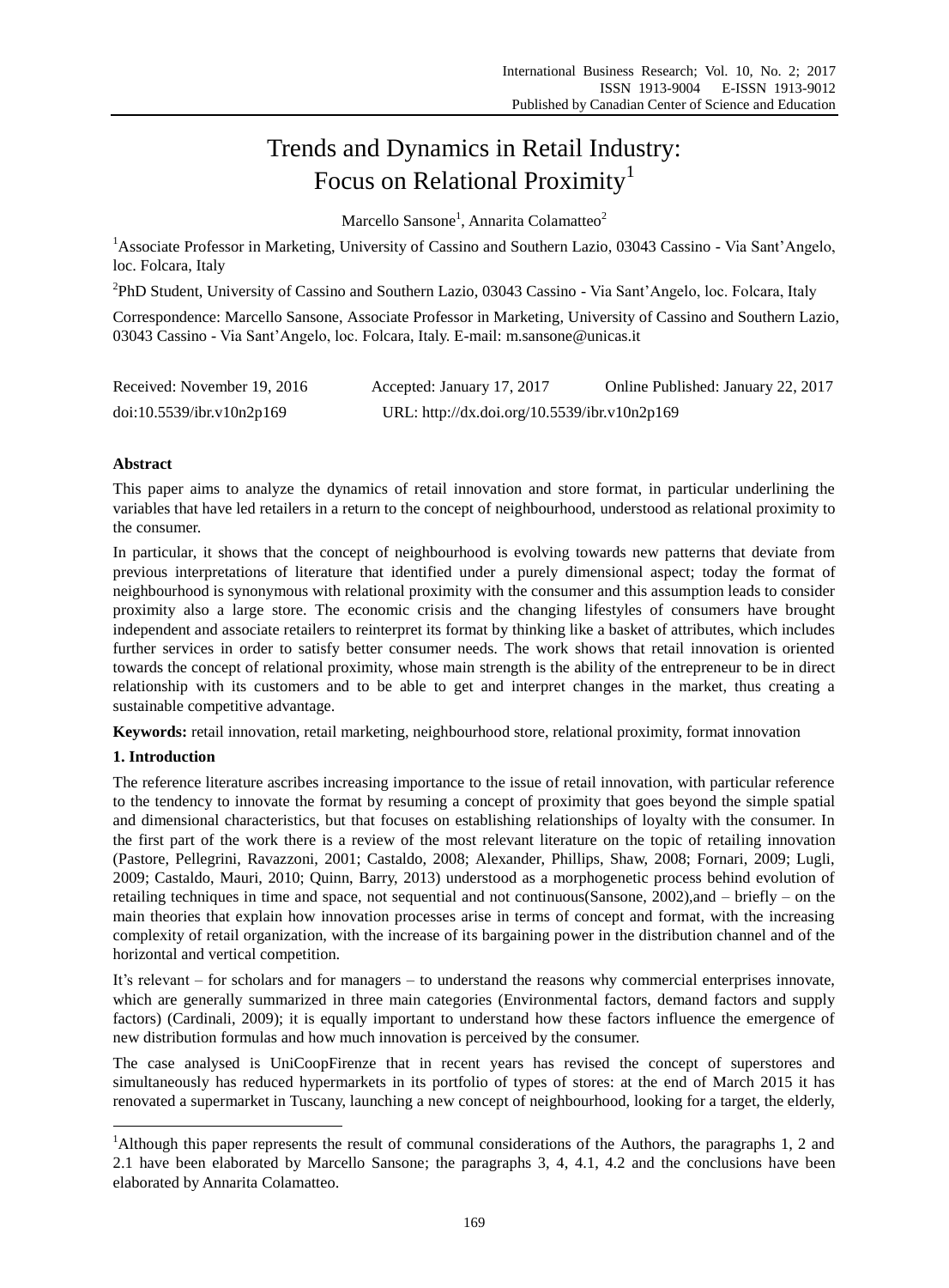# Trends and Dynamics in Retail Industry: Focus on Relational Proximity[1]

Marcello Sansone[1], Annarita Colamatteo[2]

[1]Associate Professor in Marketing, University of Cassino and Southern Lazio, 03043 Cassino - Via Sant'Angelo, loc. Folcara, Italy

[2]PhD Student, University of Cassino and Southern Lazio, 03043 Cassino - Via Sant'Angelo, loc. Folcara, Italy

Correspondence: Marcello Sansone, Associate Professor in Marketing, University of Cassino and Southern Lazio, 03043 Cassino - Via Sant'Angelo, loc. Folcara, Italy. E-mail: m.sansone@unicas.it

Received: November 19, 2016 Accepted: January 17, 2017 Online Published: January 22, 2017

doi:10.5539/ibr.v10n2p169 URL: http://dx.doi.org/10.5539/ibr.v10n2p169

## Abstract

This paper aims to analyze the dynamics of retail innovation and store format, in particular underlining the variables that have led retailers in a return to the concept of neighbourhood, understood as relational proximity to the consumer.

In particular, it shows that the concept of neighbourhood is evolving towards new patterns that deviate from previous interpretations of literature that identified under a purely dimensional aspect; today the format of neighbourhood is synonymous with relational proximity with the consumer and this assumption leads to consider proximity also a large store. The economic crisis and the changing lifestyles of consumers have brought independent and associate retailers to reinterpret its format by thinking like a basket of attributes, which includes further services in order to satisfy better consumer needs. The work shows that retail innovation is oriented towards the concept of relational proximity, whose main strength is the ability of the entrepreneur to be in direct relationship with its customers and to be able to get and interpret changes in the market, thus creating a sustainable competitive advantage.

**Keywords:** retail innovation, retail marketing, neighbourhood store, relational proximity, format innovation

## 1. Introduction

The reference literature ascribes increasing importance to the issue of retail innovation, with particular reference to the tendency to innovate the format by resuming a concept of proximity that goes beyond the simple spatial and dimensional characteristics, but that focuses on establishing relationships of loyalty with the consumer. In the first part of the work there is a review of the most relevant literature on the topic of retailing innovation (Pastore, Pellegrini, Ravazzoni, 2001; Castaldo, 2008; Alexander, Phillips, Shaw, 2008; Fornari, 2009; Lugli, 2009; Castaldo, Mauri, 2010; Quinn, Barry, 2013) understood as a morphogenetic process behind evolution of retailing techniques in time and space, not sequential and not continuous(Sansone, 2002),and – briefly – on the main theories that explain how innovation processes arise in terms of concept and format, with the increasing complexity of retail organization, with the increase of its bargaining power in the distribution channel and of the horizontal and vertical competition.

It's relevant – for scholars and for managers – to understand the reasons why commercial enterprises innovate, which are generally summarized in three main categories (Environmental factors, demand factors and supply factors) (Cardinali, 2009); it is equally important to understand how these factors influence the emergence of new distribution formulas and how much innovation is perceived by the consumer.

The case analysed is UniCoopFirenze that in recent years has revised the concept of superstores and simultaneously has reduced hypermarkets in its portfolio of types of stores: at the end of March 2015 it has renovated a supermarket in Tuscany, launching a new concept of neighbourhood, looking for a target, the elderly,

---

[1]Although this paper represents the result of communal considerations of the Authors, the paragraphs 1, 2 and 2.1 have been elaborated by Marcello Sansone; the paragraphs 3, 4, 4.1, 4.2 and the conclusions have been elaborated by Annarita Colamatteo.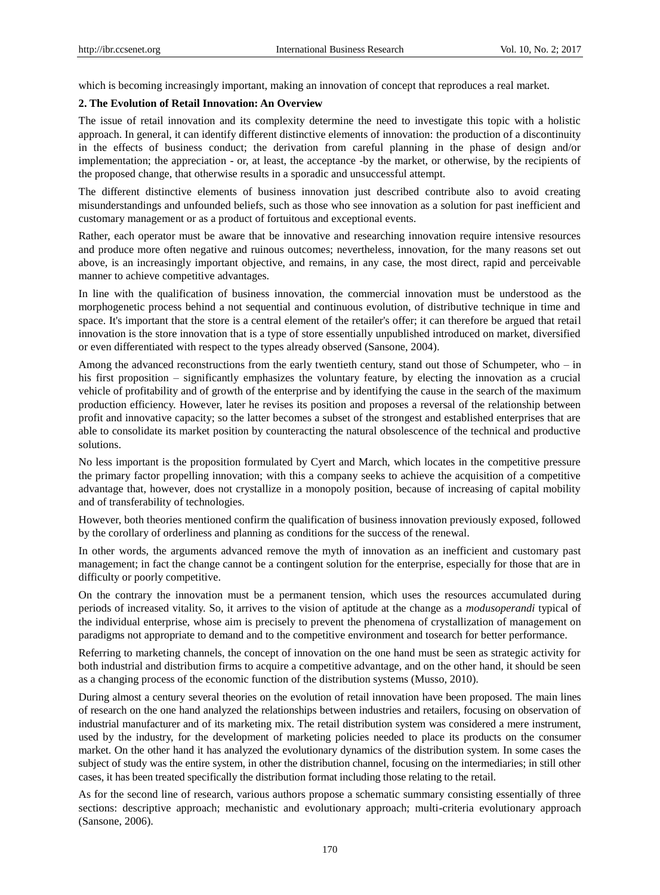which is becoming increasingly important, making an innovation of concept that reproduces a real market.

## 2. The Evolution of Retail Innovation: An Overview

The issue of retail innovation and its complexity determine the need to investigate this topic with a holistic approach. In general, it can identify different distinctive elements of innovation: the production of a discontinuity in the effects of business conduct; the derivation from careful planning in the phase of design and/or implementation; the appreciation - or, at least, the acceptance -by the market, or otherwise, by the recipients of the proposed change, that otherwise results in a sporadic and unsuccessful attempt.

The different distinctive elements of business innovation just described contribute also to avoid creating misunderstandings and unfounded beliefs, such as those who see innovation as a solution for past inefficient and customary management or as a product of fortuitous and exceptional events.

Rather, each operator must be aware that be innovative and researching innovation require intensive resources and produce more often negative and ruinous outcomes; nevertheless, innovation, for the many reasons set out above, is an increasingly important objective, and remains, in any case, the most direct, rapid and perceivable manner to achieve competitive advantages.

In line with the qualification of business innovation, the commercial innovation must be understood as the morphogenetic process behind a not sequential and continuous evolution, of distributive technique in time and space. It's important that the store is a central element of the retailer's offer; it can therefore be argued that retail innovation is the store innovation that is a type of store essentially unpublished introduced on market, diversified or even differentiated with respect to the types already observed (Sansone, 2004).

Among the advanced reconstructions from the early twentieth century, stand out those of Schumpeter, who – in his first proposition – significantly emphasizes the voluntary feature, by electing the innovation as a crucial vehicle of profitability and of growth of the enterprise and by identifying the cause in the search of the maximum production efficiency. However, later he revises its position and proposes a reversal of the relationship between profit and innovative capacity; so the latter becomes a subset of the strongest and established enterprises that are able to consolidate its market position by counteracting the natural obsolescence of the technical and productive solutions.

No less important is the proposition formulated by Cyert and March, which locates in the competitive pressure the primary factor propelling innovation; with this a company seeks to achieve the acquisition of a competitive advantage that, however, does not crystallize in a monopoly position, because of increasing of capital mobility and of transferability of technologies.

However, both theories mentioned confirm the qualification of business innovation previously exposed, followed by the corollary of orderliness and planning as conditions for the success of the renewal.

In other words, the arguments advanced remove the myth of innovation as an inefficient and customary past management; in fact the change cannot be a contingent solution for the enterprise, especially for those that are in difficulty or poorly competitive.

On the contrary the innovation must be a permanent tension, which uses the resources accumulated during periods of increased vitality. So, it arrives to the vision of aptitude at the change as a *modusoperandi* typical of the individual enterprise, whose aim is precisely to prevent the phenomena of crystallization of management on paradigms not appropriate to demand and to the competitive environment and tosearch for better performance.

Referring to marketing channels, the concept of innovation on the one hand must be seen as strategic activity for both industrial and distribution firms to acquire a competitive advantage, and on the other hand, it should be seen as a changing process of the economic function of the distribution systems (Musso, 2010).

During almost a century several theories on the evolution of retail innovation have been proposed. The main lines of research on the one hand analyzed the relationships between industries and retailers, focusing on observation of industrial manufacturer and of its marketing mix. The retail distribution system was considered a mere instrument, used by the industry, for the development of marketing policies needed to place its products on the consumer market. On the other hand it has analyzed the evolutionary dynamics of the distribution system. In some cases the subject of study was the entire system, in other the distribution channel, focusing on the intermediaries; in still other cases, it has been treated specifically the distribution format including those relating to the retail.

As for the second line of research, various authors propose a schematic summary consisting essentially of three sections: descriptive approach; mechanistic and evolutionary approach; multi-criteria evolutionary approach (Sansone, 2006).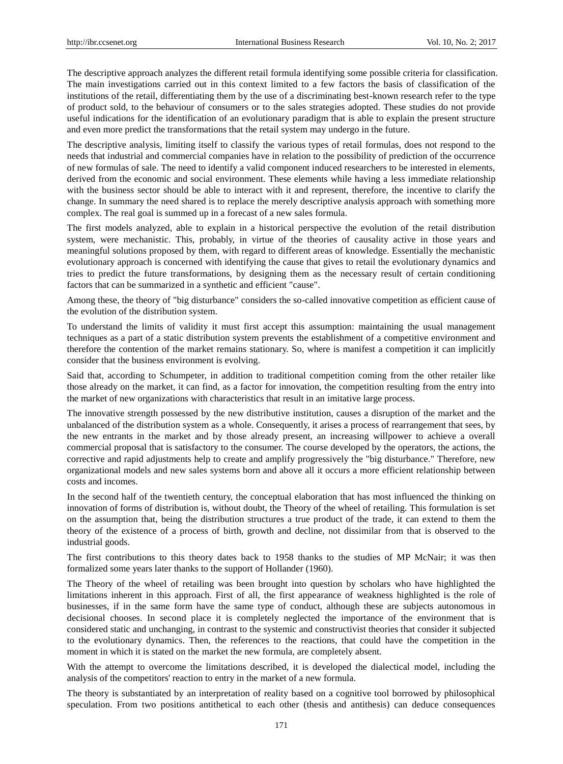The descriptive approach analyzes the different retail formula identifying some possible criteria for classification. The main investigations carried out in this context limited to a few factors the basis of classification of the institutions of the retail, differentiating them by the use of a discriminating best-known research refer to the type of product sold, to the behaviour of consumers or to the sales strategies adopted. These studies do not provide useful indications for the identification of an evolutionary paradigm that is able to explain the present structure and even more predict the transformations that the retail system may undergo in the future.

The descriptive analysis, limiting itself to classify the various types of retail formulas, does not respond to the needs that industrial and commercial companies have in relation to the possibility of prediction of the occurrence of new formulas of sale. The need to identify a valid component induced researchers to be interested in elements, derived from the economic and social environment. These elements while having a less immediate relationship with the business sector should be able to interact with it and represent, therefore, the incentive to clarify the change. In summary the need shared is to replace the merely descriptive analysis approach with something more complex. The real goal is summed up in a forecast of a new sales formula.

The first models analyzed, able to explain in a historical perspective the evolution of the retail distribution system, were mechanistic. This, probably, in virtue of the theories of causality active in those years and meaningful solutions proposed by them, with regard to different areas of knowledge. Essentially the mechanistic evolutionary approach is concerned with identifying the cause that gives to retail the evolutionary dynamics and tries to predict the future transformations, by designing them as the necessary result of certain conditioning factors that can be summarized in a synthetic and efficient "cause".

Among these, the theory of "big disturbance" considers the so-called innovative competition as efficient cause of the evolution of the distribution system.

To understand the limits of validity it must first accept this assumption: maintaining the usual management techniques as a part of a static distribution system prevents the establishment of a competitive environment and therefore the contention of the market remains stationary. So, where is manifest a competition it can implicitly consider that the business environment is evolving.

Said that, according to Schumpeter, in addition to traditional competition coming from the other retailer like those already on the market, it can find, as a factor for innovation, the competition resulting from the entry into the market of new organizations with characteristics that result in an imitative large process.

The innovative strength possessed by the new distributive institution, causes a disruption of the market and the unbalanced of the distribution system as a whole. Consequently, it arises a process of rearrangement that sees, by the new entrants in the market and by those already present, an increasing willpower to achieve a overall commercial proposal that is satisfactory to the consumer. The course developed by the operators, the actions, the corrective and rapid adjustments help to create and amplify progressively the "big disturbance." Therefore, new organizational models and new sales systems born and above all it occurs a more efficient relationship between costs and incomes.

In the second half of the twentieth century, the conceptual elaboration that has most influenced the thinking on innovation of forms of distribution is, without doubt, the Theory of the wheel of retailing. This formulation is set on the assumption that, being the distribution structures a true product of the trade, it can extend to them the theory of the existence of a process of birth, growth and decline, not dissimilar from that is observed to the industrial goods.

The first contributions to this theory dates back to 1958 thanks to the studies of MP McNair; it was then formalized some years later thanks to the support of Hollander (1960).

The Theory of the wheel of retailing was been brought into question by scholars who have highlighted the limitations inherent in this approach. First of all, the first appearance of weakness highlighted is the role of businesses, if in the same form have the same type of conduct, although these are subjects autonomous in decisional chooses. In second place it is completely neglected the importance of the environment that is considered static and unchanging, in contrast to the systemic and constructivist theories that consider it subjected to the evolutionary dynamics. Then, the references to the reactions, that could have the competition in the moment in which it is stated on the market the new formula, are completely absent.

With the attempt to overcome the limitations described, it is developed the dialectical model, including the analysis of the competitors' reaction to entry in the market of a new formula.

The theory is substantiated by an interpretation of reality based on a cognitive tool borrowed by philosophical speculation. From two positions antithetical to each other (thesis and antithesis) can deduce consequences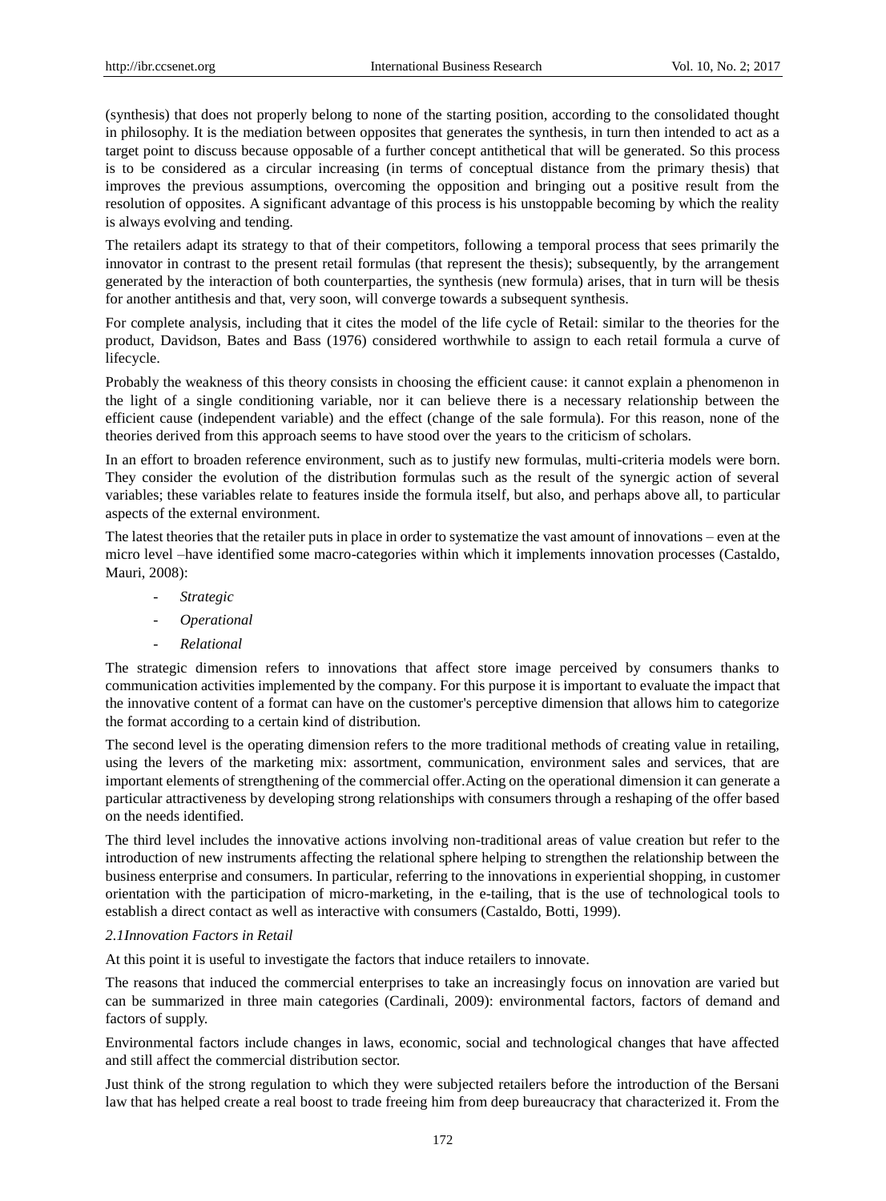(synthesis) that does not properly belong to none of the starting position, according to the consolidated thought in philosophy. It is the mediation between opposites that generates the synthesis, in turn then intended to act as a target point to discuss because opposable of a further concept antithetical that will be generated. So this process is to be considered as a circular increasing (in terms of conceptual distance from the primary thesis) that improves the previous assumptions, overcoming the opposition and bringing out a positive result from the resolution of opposites. A significant advantage of this process is his unstoppable becoming by which the reality is always evolving and tending.

The retailers adapt its strategy to that of their competitors, following a temporal process that sees primarily the innovator in contrast to the present retail formulas (that represent the thesis); subsequently, by the arrangement generated by the interaction of both counterparties, the synthesis (new formula) arises, that in turn will be thesis for another antithesis and that, very soon, will converge towards a subsequent synthesis.

For complete analysis, including that it cites the model of the life cycle of Retail: similar to the theories for the product, Davidson, Bates and Bass (1976) considered worthwhile to assign to each retail formula a curve of lifecycle.

Probably the weakness of this theory consists in choosing the efficient cause: it cannot explain a phenomenon in the light of a single conditioning variable, nor it can believe there is a necessary relationship between the efficient cause (independent variable) and the effect (change of the sale formula). For this reason, none of the theories derived from this approach seems to have stood over the years to the criticism of scholars.

In an effort to broaden reference environment, such as to justify new formulas, multi-criteria models were born. They consider the evolution of the distribution formulas such as the result of the synergic action of several variables; these variables relate to features inside the formula itself, but also, and perhaps above all, to particular aspects of the external environment.

The latest theories that the retailer puts in place in order to systematize the vast amount of innovations – even at the micro level –have identified some macro-categories within which it implements innovation processes (Castaldo, Mauri, 2008):

- *Strategic*
- *Operational*
- *Relational*

The strategic dimension refers to innovations that affect store image perceived by consumers thanks to communication activities implemented by the company. For this purpose it is important to evaluate the impact that the innovative content of a format can have on the customer's perceptive dimension that allows him to categorize the format according to a certain kind of distribution.

The second level is the operating dimension refers to the more traditional methods of creating value in retailing, using the levers of the marketing mix: assortment, communication, environment sales and services, that are important elements of strengthening of the commercial offer.Acting on the operational dimension it can generate a particular attractiveness by developing strong relationships with consumers through a reshaping of the offer based on the needs identified.

The third level includes the innovative actions involving non-traditional areas of value creation but refer to the introduction of new instruments affecting the relational sphere helping to strengthen the relationship between the business enterprise and consumers. In particular, referring to the innovations in experiential shopping, in customer orientation with the participation of micro-marketing, in the e-tailing, that is the use of technological tools to establish a direct contact as well as interactive with consumers (Castaldo, Botti, 1999).

### *2.1Innovation Factors in Retail*

At this point it is useful to investigate the factors that induce retailers to innovate.

The reasons that induced the commercial enterprises to take an increasingly focus on innovation are varied but can be summarized in three main categories (Cardinali, 2009): environmental factors, factors of demand and factors of supply.

Environmental factors include changes in laws, economic, social and technological changes that have affected and still affect the commercial distribution sector.

Just think of the strong regulation to which they were subjected retailers before the introduction of the Bersani law that has helped create a real boost to trade freeing him from deep bureaucracy that characterized it. From the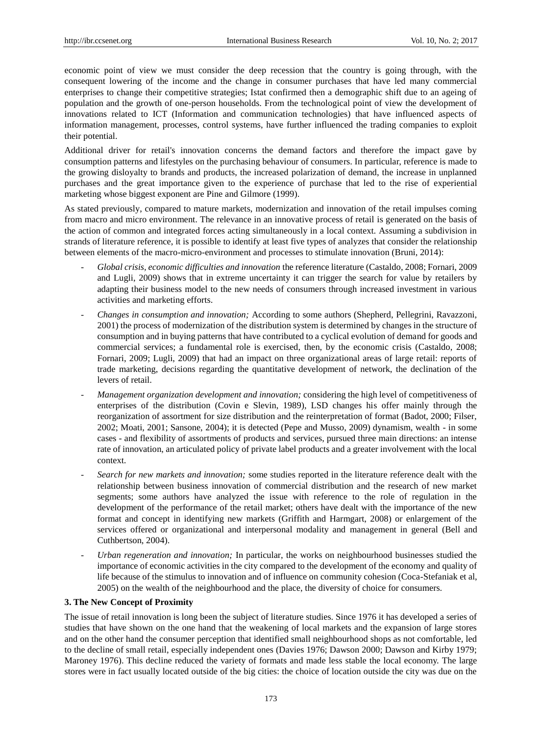economic point of view we must consider the deep recession that the country is going through, with the consequent lowering of the income and the change in consumer purchases that have led many commercial enterprises to change their competitive strategies; Istat confirmed then a demographic shift due to an ageing of population and the growth of one-person households. From the technological point of view the development of innovations related to ICT (Information and communication technologies) that have influenced aspects of information management, processes, control systems, have further influenced the trading companies to exploit their potential.

Additional driver for retail's innovation concerns the demand factors and therefore the impact gave by consumption patterns and lifestyles on the purchasing behaviour of consumers. In particular, reference is made to the growing disloyalty to brands and products, the increased polarization of demand, the increase in unplanned purchases and the great importance given to the experience of purchase that led to the rise of experiential marketing whose biggest exponent are Pine and Gilmore (1999).

As stated previously, compared to mature markets, modernization and innovation of the retail impulses coming from macro and micro environment. The relevance in an innovative process of retail is generated on the basis of the action of common and integrated forces acting simultaneously in a local context. Assuming a subdivision in strands of literature reference, it is possible to identify at least five types of analyzes that consider the relationship between elements of the macro-micro-environment and processes to stimulate innovation (Bruni, 2014):

- *Global crisis, economic difficulties and innovation* the reference literature (Castaldo, 2008; Fornari, 2009 and Lugli, 2009) shows that in extreme uncertainty it can trigger the search for value by retailers by adapting their business model to the new needs of consumers through increased investment in various activities and marketing efforts.
- *Changes in consumption and innovation;* According to some authors (Shepherd, Pellegrini, Ravazzoni, 2001) the process of modernization of the distribution system is determined by changes in the structure of consumption and in buying patterns that have contributed to a cyclical evolution of demand for goods and commercial services; a fundamental role is exercised, then, by the economic crisis (Castaldo, 2008; Fornari, 2009; Lugli, 2009) that had an impact on three organizational areas of large retail: reports of trade marketing, decisions regarding the quantitative development of network, the declination of the levers of retail.
- *Management organization development and innovation;* considering the high level of competitiveness of enterprises of the distribution (Covin e Slevin, 1989), LSD changes his offer mainly through the reorganization of assortment for size distribution and the reinterpretation of format (Badot, 2000; Filser, 2002; Moati, 2001; Sansone, 2004); it is detected (Pepe and Musso, 2009) dynamism, wealth - in some cases - and flexibility of assortments of products and services, pursued three main directions: an intense rate of innovation, an articulated policy of private label products and a greater involvement with the local context.
- *Search for new markets and innovation;* some studies reported in the literature reference dealt with the relationship between business innovation of commercial distribution and the research of new market segments; some authors have analyzed the issue with reference to the role of regulation in the development of the performance of the retail market; others have dealt with the importance of the new format and concept in identifying new markets (Griffith and Harmgart, 2008) or enlargement of the services offered or organizational and interpersonal modality and management in general (Bell and Cuthbertson, 2004).
- *Urban regeneration and innovation;* In particular, the works on neighbourhood businesses studied the importance of economic activities in the city compared to the development of the economy and quality of life because of the stimulus to innovation and of influence on community cohesion (Coca-Stefaniak et al, 2005) on the wealth of the neighbourhood and the place, the diversity of choice for consumers.

### 3. The New Concept of Proximity

The issue of retail innovation is long been the subject of literature studies. Since 1976 it has developed a series of studies that have shown on the one hand that the weakening of local markets and the expansion of large stores and on the other hand the consumer perception that identified small neighbourhood shops as not comfortable, led to the decline of small retail, especially independent ones (Davies 1976; Dawson 2000; Dawson and Kirby 1979; Maroney 1976). This decline reduced the variety of formats and made less stable the local economy. The large stores were in fact usually located outside of the big cities: the choice of location outside the city was due on the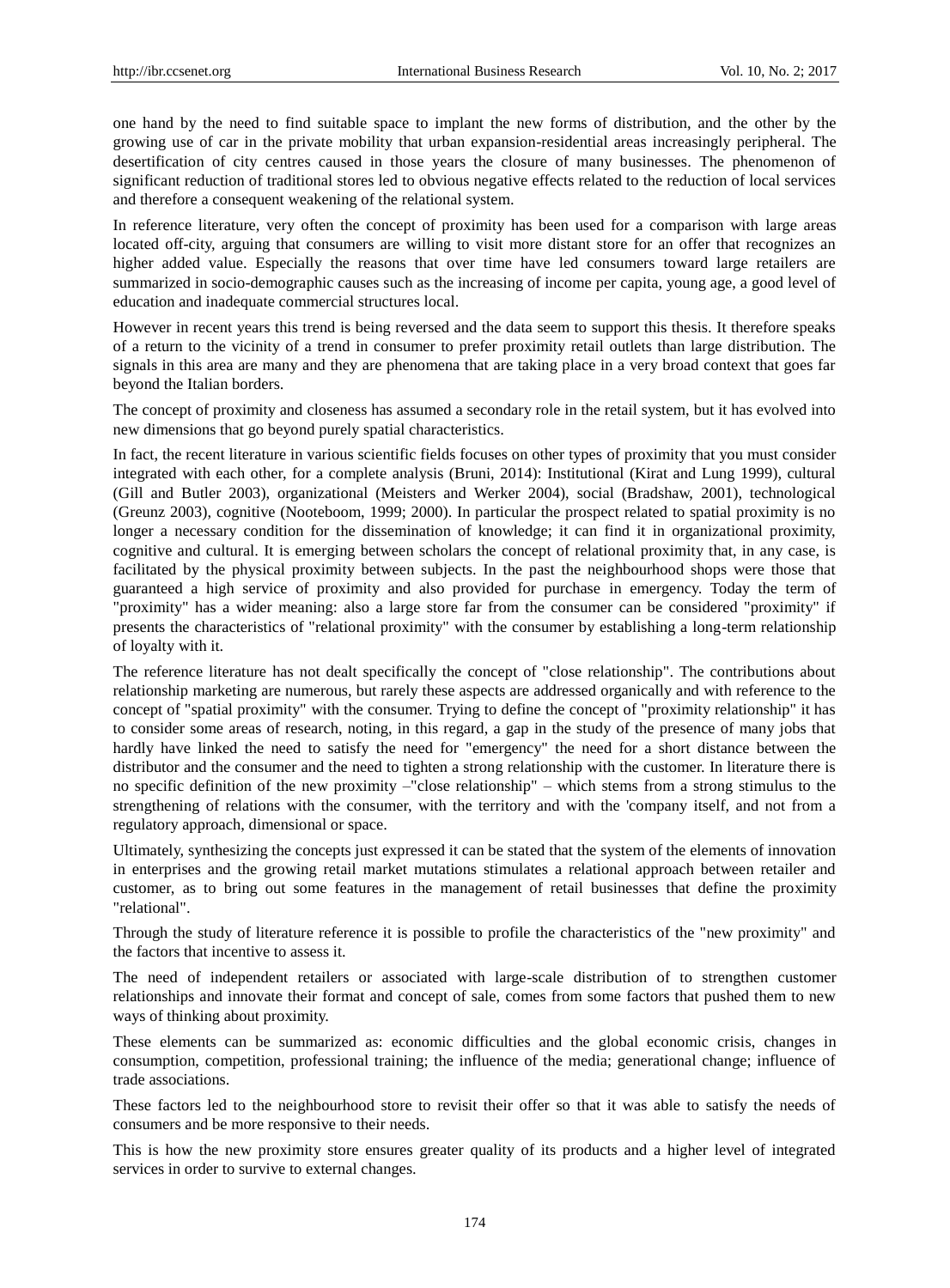one hand by the need to find suitable space to implant the new forms of distribution, and the other by the growing use of car in the private mobility that urban expansion-residential areas increasingly peripheral. The desertification of city centres caused in those years the closure of many businesses. The phenomenon of significant reduction of traditional stores led to obvious negative effects related to the reduction of local services and therefore a consequent weakening of the relational system.

In reference literature, very often the concept of proximity has been used for a comparison with large areas located off-city, arguing that consumers are willing to visit more distant store for an offer that recognizes an higher added value. Especially the reasons that over time have led consumers toward large retailers are summarized in socio-demographic causes such as the increasing of income per capita, young age, a good level of education and inadequate commercial structures local.

However in recent years this trend is being reversed and the data seem to support this thesis. It therefore speaks of a return to the vicinity of a trend in consumer to prefer proximity retail outlets than large distribution. The signals in this area are many and they are phenomena that are taking place in a very broad context that goes far beyond the Italian borders.

The concept of proximity and closeness has assumed a secondary role in the retail system, but it has evolved into new dimensions that go beyond purely spatial characteristics.

In fact, the recent literature in various scientific fields focuses on other types of proximity that you must consider integrated with each other, for a complete analysis (Bruni, 2014): Institutional (Kirat and Lung 1999), cultural (Gill and Butler 2003), organizational (Meisters and Werker 2004), social (Bradshaw, 2001), technological (Greunz 2003), cognitive (Nooteboom, 1999; 2000). In particular the prospect related to spatial proximity is no longer a necessary condition for the dissemination of knowledge; it can find it in organizational proximity, cognitive and cultural. It is emerging between scholars the concept of relational proximity that, in any case, is facilitated by the physical proximity between subjects. In the past the neighbourhood shops were those that guaranteed a high service of proximity and also provided for purchase in emergency. Today the term of "proximity" has a wider meaning: also a large store far from the consumer can be considered "proximity" if presents the characteristics of "relational proximity" with the consumer by establishing a long-term relationship of loyalty with it.

The reference literature has not dealt specifically the concept of "close relationship". The contributions about relationship marketing are numerous, but rarely these aspects are addressed organically and with reference to the concept of "spatial proximity" with the consumer. Trying to define the concept of "proximity relationship" it has to consider some areas of research, noting, in this regard, a gap in the study of the presence of many jobs that hardly have linked the need to satisfy the need for "emergency" the need for a short distance between the distributor and the consumer and the need to tighten a strong relationship with the customer. In literature there is no specific definition of the new proximity –"close relationship" – which stems from a strong stimulus to the strengthening of relations with the consumer, with the territory and with the 'company itself, and not from a regulatory approach, dimensional or space.

Ultimately, synthesizing the concepts just expressed it can be stated that the system of the elements of innovation in enterprises and the growing retail market mutations stimulates a relational approach between retailer and customer, as to bring out some features in the management of retail businesses that define the proximity "relational".

Through the study of literature reference it is possible to profile the characteristics of the "new proximity" and the factors that incentive to assess it.

The need of independent retailers or associated with large-scale distribution of to strengthen customer relationships and innovate their format and concept of sale, comes from some factors that pushed them to new ways of thinking about proximity.

These elements can be summarized as: economic difficulties and the global economic crisis, changes in consumption, competition, professional training; the influence of the media; generational change; influence of trade associations.

These factors led to the neighbourhood store to revisit their offer so that it was able to satisfy the needs of consumers and be more responsive to their needs.

This is how the new proximity store ensures greater quality of its products and a higher level of integrated services in order to survive to external changes.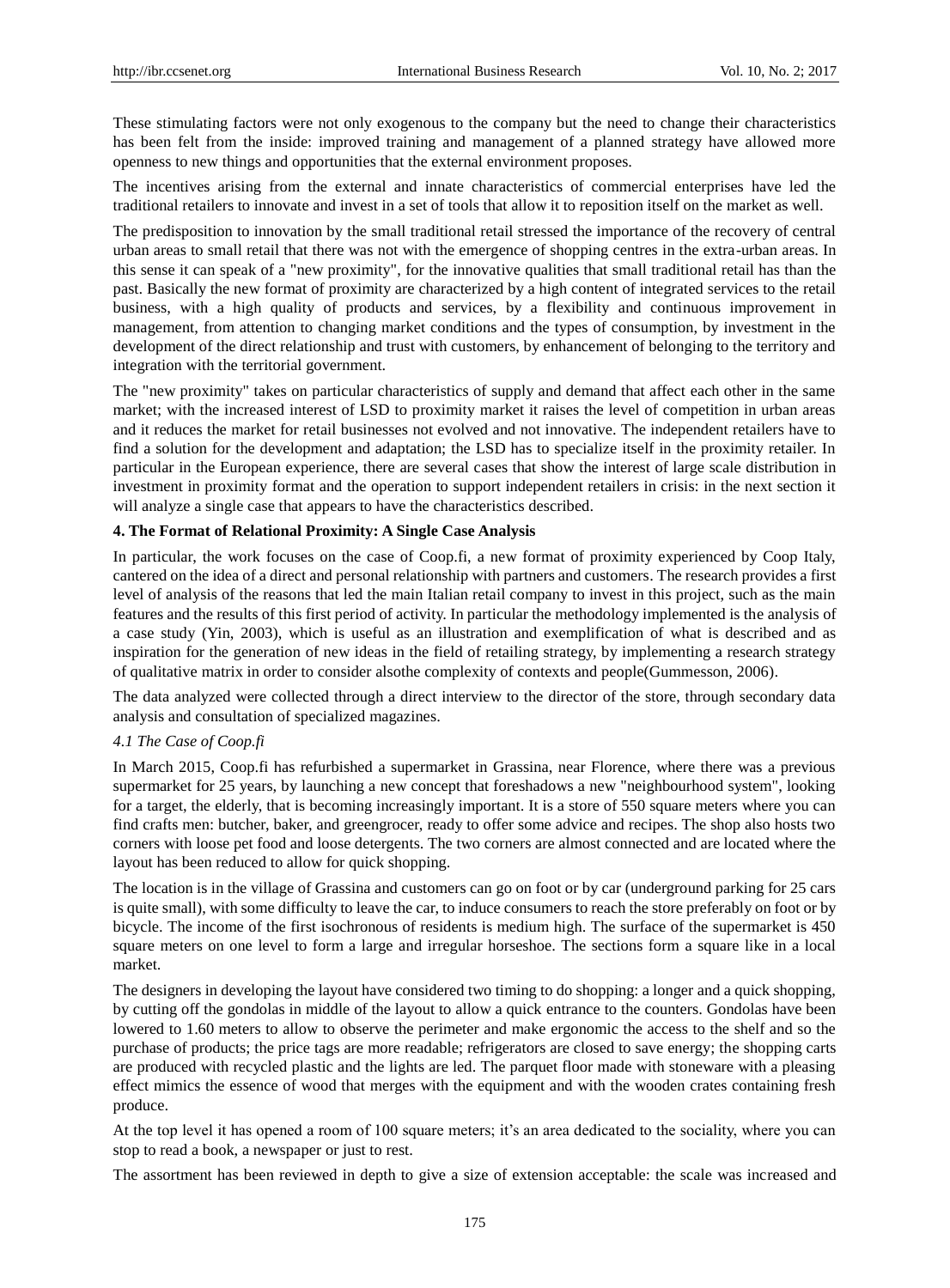These stimulating factors were not only exogenous to the company but the need to change their characteristics has been felt from the inside: improved training and management of a planned strategy have allowed more openness to new things and opportunities that the external environment proposes.

The incentives arising from the external and innate characteristics of commercial enterprises have led the traditional retailers to innovate and invest in a set of tools that allow it to reposition itself on the market as well.

The predisposition to innovation by the small traditional retail stressed the importance of the recovery of central urban areas to small retail that there was not with the emergence of shopping centres in the extra-urban areas. In this sense it can speak of a "new proximity", for the innovative qualities that small traditional retail has than the past. Basically the new format of proximity are characterized by a high content of integrated services to the retail business, with a high quality of products and services, by a flexibility and continuous improvement in management, from attention to changing market conditions and the types of consumption, by investment in the development of the direct relationship and trust with customers, by enhancement of belonging to the territory and integration with the territorial government.

The "new proximity" takes on particular characteristics of supply and demand that affect each other in the same market; with the increased interest of LSD to proximity market it raises the level of competition in urban areas and it reduces the market for retail businesses not evolved and not innovative. The independent retailers have to find a solution for the development and adaptation; the LSD has to specialize itself in the proximity retailer. In particular in the European experience, there are several cases that show the interest of large scale distribution in investment in proximity format and the operation to support independent retailers in crisis: in the next section it will analyze a single case that appears to have the characteristics described.

## 4. The Format of Relational Proximity: A Single Case Analysis

In particular, the work focuses on the case of Coop.fi, a new format of proximity experienced by Coop Italy, cantered on the idea of a direct and personal relationship with partners and customers. The research provides a first level of analysis of the reasons that led the main Italian retail company to invest in this project, such as the main features and the results of this first period of activity. In particular the methodology implemented is the analysis of a case study (Yin, 2003), which is useful as an illustration and exemplification of what is described and as inspiration for the generation of new ideas in the field of retailing strategy, by implementing a research strategy of qualitative matrix in order to consider alsothe complexity of contexts and people(Gummesson, 2006).

The data analyzed were collected through a direct interview to the director of the store, through secondary data analysis and consultation of specialized magazines.

### *4.1 The Case of Coop.fi*

In March 2015, Coop.fi has refurbished a supermarket in Grassina, near Florence, where there was a previous supermarket for 25 years, by launching a new concept that foreshadows a new "neighbourhood system", looking for a target, the elderly, that is becoming increasingly important. It is a store of 550 square meters where you can find crafts men: butcher, baker, and greengrocer, ready to offer some advice and recipes. The shop also hosts two corners with loose pet food and loose detergents. The two corners are almost connected and are located where the layout has been reduced to allow for quick shopping.

The location is in the village of Grassina and customers can go on foot or by car (underground parking for 25 cars is quite small), with some difficulty to leave the car, to induce consumers to reach the store preferably on foot or by bicycle. The income of the first isochronous of residents is medium high. The surface of the supermarket is 450 square meters on one level to form a large and irregular horseshoe. The sections form a square like in a local market.

The designers in developing the layout have considered two timing to do shopping: a longer and a quick shopping, by cutting off the gondolas in middle of the layout to allow a quick entrance to the counters. Gondolas have been lowered to 1.60 meters to allow to observe the perimeter and make ergonomic the access to the shelf and so the purchase of products; the price tags are more readable; refrigerators are closed to save energy; the shopping carts are produced with recycled plastic and the lights are led. The parquet floor made with stoneware with a pleasing effect mimics the essence of wood that merges with the equipment and with the wooden crates containing fresh produce.

At the top level it has opened a room of 100 square meters; it's an area dedicated to the sociality, where you can stop to read a book, a newspaper or just to rest.

The assortment has been reviewed in depth to give a size of extension acceptable: the scale was increased and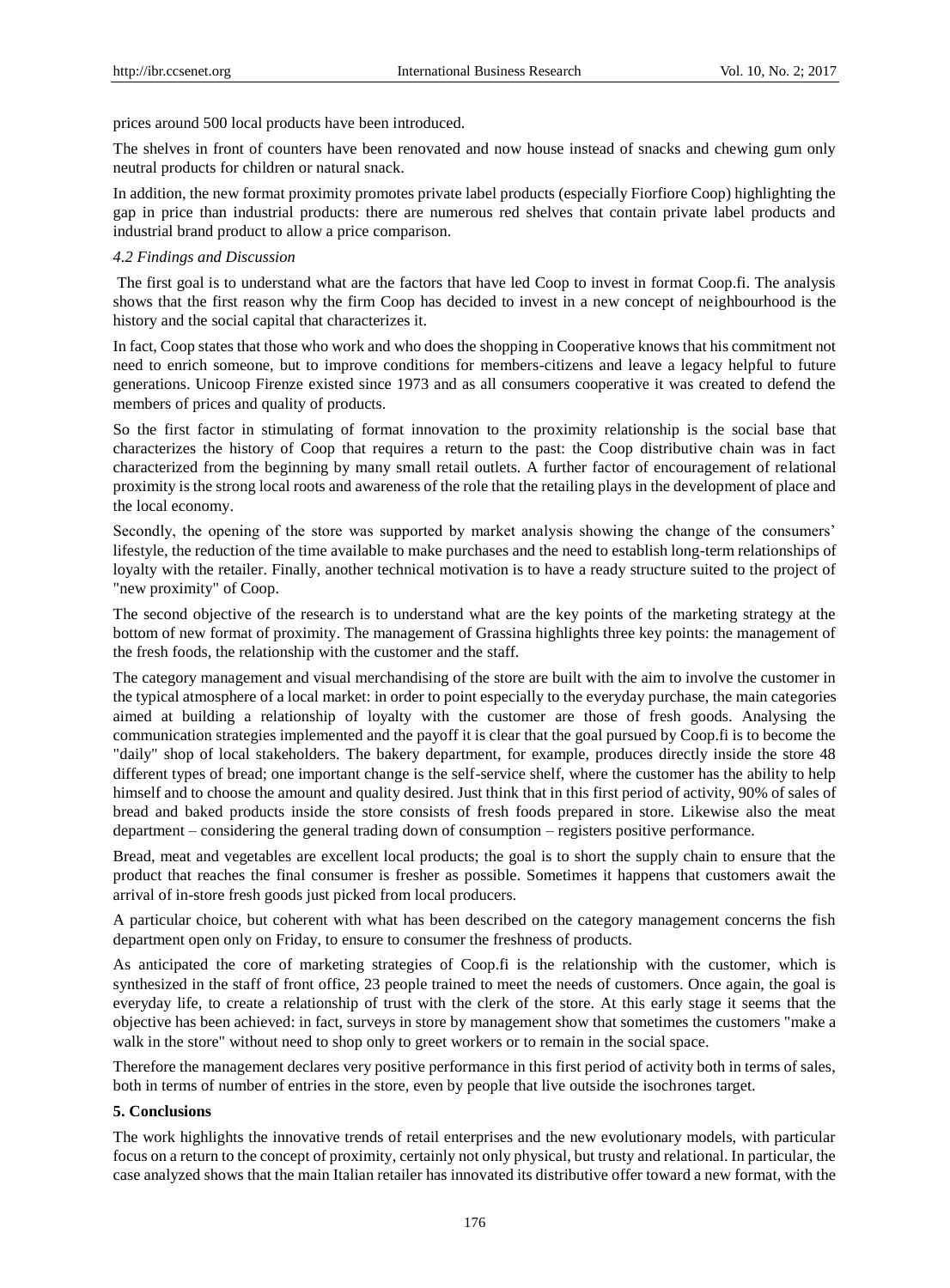prices around 500 local products have been introduced.

The shelves in front of counters have been renovated and now house instead of snacks and chewing gum only neutral products for children or natural snack.

In addition, the new format proximity promotes private label products (especially Fiorfiore Coop) highlighting the gap in price than industrial products: there are numerous red shelves that contain private label products and industrial brand product to allow a price comparison.

### *4.2 Findings and Discussion*

The first goal is to understand what are the factors that have led Coop to invest in format Coop.fi. The analysis shows that the first reason why the firm Coop has decided to invest in a new concept of neighbourhood is the history and the social capital that characterizes it.

In fact, Coop states that those who work and who does the shopping in Cooperative knows that his commitment not need to enrich someone, but to improve conditions for members-citizens and leave a legacy helpful to future generations. Unicoop Firenze existed since 1973 and as all consumers cooperative it was created to defend the members of prices and quality of products.

So the first factor in stimulating of format innovation to the proximity relationship is the social base that characterizes the history of Coop that requires a return to the past: the Coop distributive chain was in fact characterized from the beginning by many small retail outlets. A further factor of encouragement of relational proximity is the strong local roots and awareness of the role that the retailing plays in the development of place and the local economy.

Secondly, the opening of the store was supported by market analysis showing the change of the consumers' lifestyle, the reduction of the time available to make purchases and the need to establish long-term relationships of loyalty with the retailer. Finally, another technical motivation is to have a ready structure suited to the project of "new proximity" of Coop.

The second objective of the research is to understand what are the key points of the marketing strategy at the bottom of new format of proximity. The management of Grassina highlights three key points: the management of the fresh foods, the relationship with the customer and the staff.

The category management and visual merchandising of the store are built with the aim to involve the customer in the typical atmosphere of a local market: in order to point especially to the everyday purchase, the main categories aimed at building a relationship of loyalty with the customer are those of fresh goods. Analysing the communication strategies implemented and the payoff it is clear that the goal pursued by Coop.fi is to become the "daily" shop of local stakeholders. The bakery department, for example, produces directly inside the store 48 different types of bread; one important change is the self-service shelf, where the customer has the ability to help himself and to choose the amount and quality desired. Just think that in this first period of activity, 90% of sales of bread and baked products inside the store consists of fresh foods prepared in store. Likewise also the meat department – considering the general trading down of consumption – registers positive performance.

Bread, meat and vegetables are excellent local products; the goal is to short the supply chain to ensure that the product that reaches the final consumer is fresher as possible. Sometimes it happens that customers await the arrival of in-store fresh goods just picked from local producers.

A particular choice, but coherent with what has been described on the category management concerns the fish department open only on Friday, to ensure to consumer the freshness of products.

As anticipated the core of marketing strategies of Coop.fi is the relationship with the customer, which is synthesized in the staff of front office, 23 people trained to meet the needs of customers. Once again, the goal is everyday life, to create a relationship of trust with the clerk of the store. At this early stage it seems that the objective has been achieved: in fact, surveys in store by management show that sometimes the customers "make a walk in the store" without need to shop only to greet workers or to remain in the social space.

Therefore the management declares very positive performance in this first period of activity both in terms of sales, both in terms of number of entries in the store, even by people that live outside the isochrones target.

## 5. Conclusions

The work highlights the innovative trends of retail enterprises and the new evolutionary models, with particular focus on a return to the concept of proximity, certainly not only physical, but trusty and relational. In particular, the case analyzed shows that the main Italian retailer has innovated its distributive offer toward a new format, with the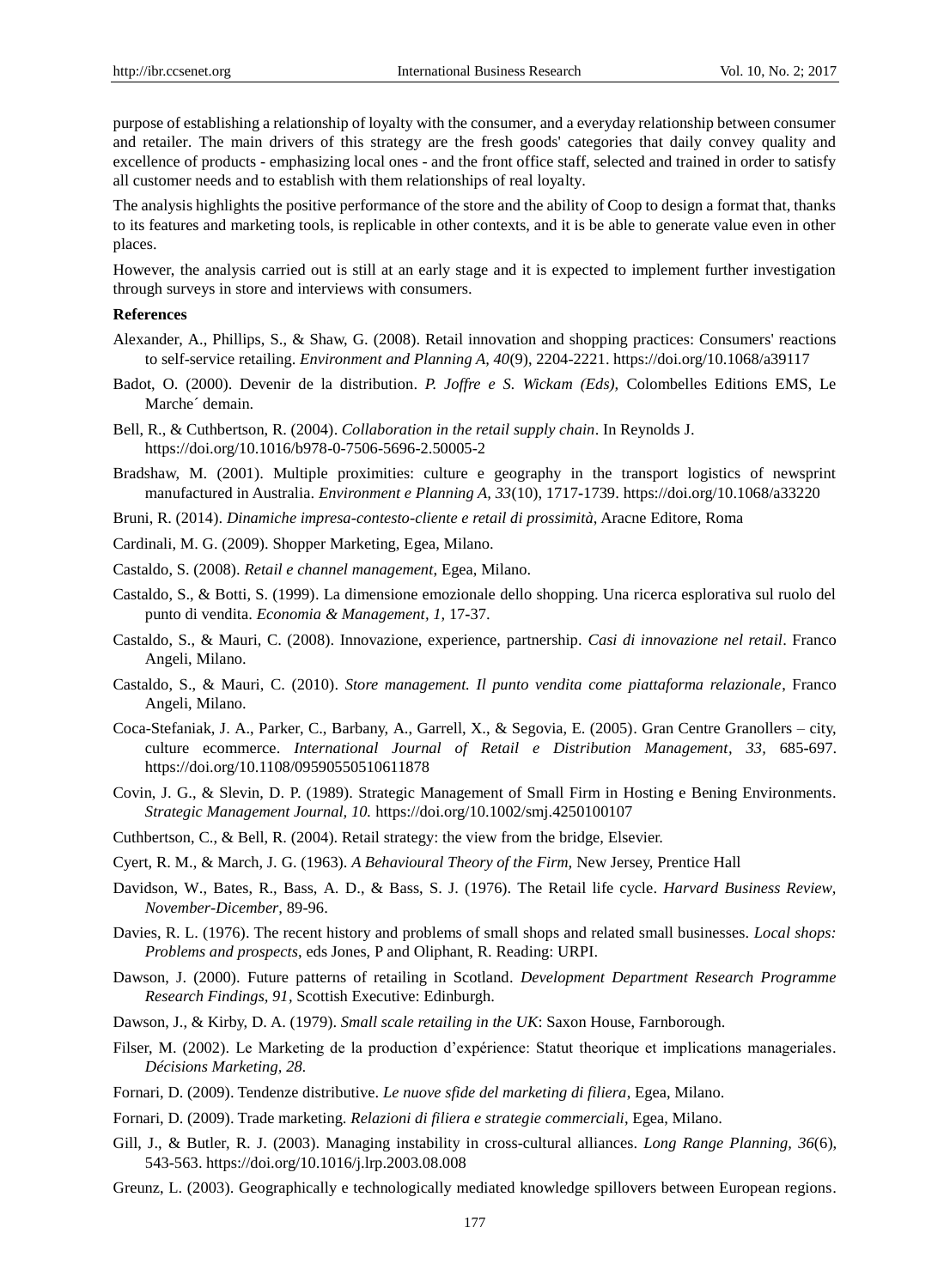purpose of establishing a relationship of loyalty with the consumer, and a everyday relationship between consumer and retailer. The main drivers of this strategy are the fresh goods' categories that daily convey quality and excellence of products - emphasizing local ones - and the front office staff, selected and trained in order to satisfy all customer needs and to establish with them relationships of real loyalty.

The analysis highlights the positive performance of the store and the ability of Coop to design a format that, thanks to its features and marketing tools, is replicable in other contexts, and it is be able to generate value even in other places.

However, the analysis carried out is still at an early stage and it is expected to implement further investigation through surveys in store and interviews with consumers.

**References**

Alexander, A., Phillips, S., & Shaw, G. (2008). Retail innovation and shopping practices: Consumers' reactions to self-service retailing. *Environment and Planning A, 40*(9), 2204-2221. https://doi.org/10.1068/a39117

Badot, O. (2000). Devenir de la distribution. *P. Joffre e S. Wickam (Eds),* Colombelles Editions EMS, Le Marche´ demain.

Bell, R., & Cuthbertson, R. (2004). *Collaboration in the retail supply chain*. In Reynolds J. https://doi.org/10.1016/b978-0-7506-5696-2.50005-2

Bradshaw, M. (2001). Multiple proximities: culture e geography in the transport logistics of newsprint manufactured in Australia. *Environment e Planning A, 33*(10), 1717-1739. https://doi.org/10.1068/a33220

Bruni, R. (2014). *Dinamiche impresa-contesto-cliente e retail di prossimità*, Aracne Editore, Roma

Cardinali, M. G. (2009). Shopper Marketing, Egea, Milano.

Castaldo, S. (2008). *Retail e channel management*, Egea, Milano.

Castaldo, S., & Botti, S. (1999). La dimensione emozionale dello shopping. Una ricerca esplorativa sul ruolo del punto di vendita. *Economia & Management*, *1,* 17-37.

Castaldo, S., & Mauri, C. (2008). Innovazione, experience, partnership. *Casi di innovazione nel retail*. Franco Angeli, Milano.

Castaldo, S., & Mauri, C. (2010). *Store management. Il punto vendita come piattaforma relazionale*, Franco Angeli, Milano.

Coca-Stefaniak, J. A., Parker, C., Barbany, A., Garrell, X., & Segovia, E. (2005). Gran Centre Granollers – city, culture ecommerce. *International Journal of Retail e Distribution Management*, *33*, 685-697. https://doi.org/10.1108/09590550510611878

Covin, J. G., & Slevin, D. P. (1989). Strategic Management of Small Firm in Hosting e Bening Environments. *Strategic Management Journal, 10.* https://doi.org/10.1002/smj.4250100107

Cuthbertson, C., & Bell, R. (2004). Retail strategy: the view from the bridge, Elsevier.

Cyert, R. M., & March, J. G. (1963). *A Behavioural Theory of the Firm,* New Jersey, Prentice Hall

Davidson, W., Bates, R., Bass, A. D., & Bass, S. J. (1976). The Retail life cycle. *Harvard Business Review, November-Dicember*, 89-96.

Davies, R. L. (1976). The recent history and problems of small shops and related small businesses. *Local shops: Problems and prospects*, eds Jones, P and Oliphant, R. Reading: URPI.

Dawson, J. (2000). Future patterns of retailing in Scotland. *Development Department Research Programme Research Findings, 91*, Scottish Executive: Edinburgh.

Dawson, J., & Kirby, D. A. (1979). *Small scale retailing in the UK*: Saxon House, Farnborough.

Filser, M. (2002). Le Marketing de la production d'expérience: Statut theorique et implications manageriales. *Décisions Marketing, 28.*

Fornari, D. (2009). Tendenze distributive. *Le nuove sfide del marketing di filiera*, Egea, Milano.

Fornari, D. (2009). Trade marketing. *Relazioni di filiera e strategie commerciali*, Egea, Milano.

Gill, J., & Butler, R. J. (2003). Managing instability in cross-cultural alliances. *Long Range Planning, 36*(6), 543-563. https://doi.org/10.1016/j.lrp.2003.08.008

Greunz, L. (2003). Geographically e technologically mediated knowledge spillovers between European regions.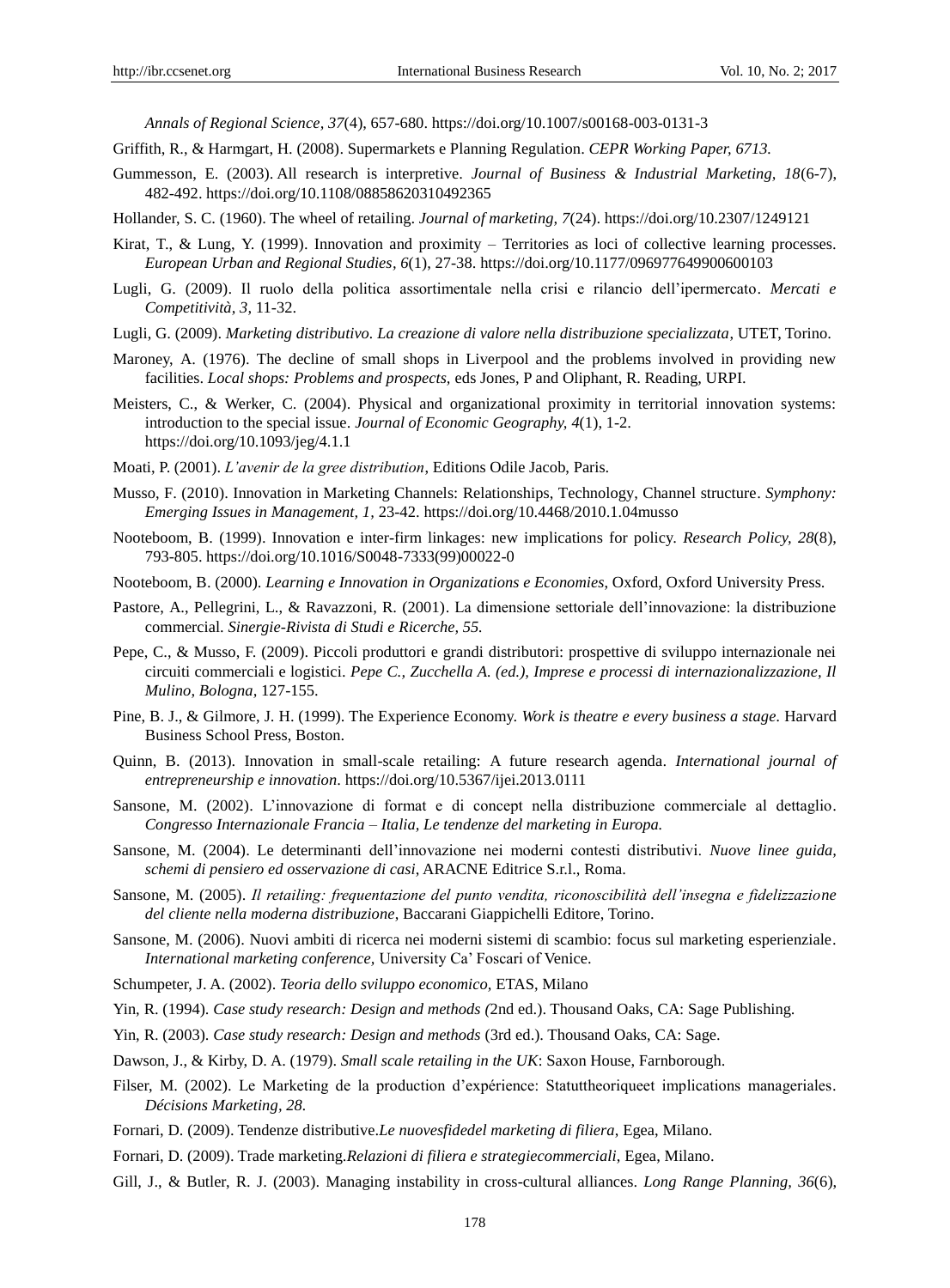*Annals of Regional Science, 37*(4), 657-680. https://doi.org/10.1007/s00168-003-0131-3

Griffith, R., & Harmgart, H. (2008). Supermarkets e Planning Regulation. *CEPR Working Paper, 6713.*

Gummesson, E. (2003). All research is interpretive. *Journal of Business & Industrial Marketing, 18*(6-7), 482-492. https://doi.org/10.1108/08858620310492365

Hollander, S. C. (1960). The wheel of retailing. *Journal of marketing, 7*(24). https://doi.org/10.2307/1249121

Kirat, T., & Lung, Y. (1999). Innovation and proximity – Territories as loci of collective learning processes. *European Urban and Regional Studies, 6*(1), 27-38. https://doi.org/10.1177/096977649900600103

Lugli, G. (2009). Il ruolo della politica assortimentale nella crisi e rilancio dell'ipermercato. *Mercati e Competitività, 3*, 11-32.

Lugli, G. (2009). *Marketing distributivo. La creazione di valore nella distribuzione specializzata*, UTET, Torino.

Maroney, A. (1976). The decline of small shops in Liverpool and the problems involved in providing new facilities. *Local shops: Problems and prospects*, eds Jones, P and Oliphant, R. Reading, URPI.

Meisters, C., & Werker, C. (2004). Physical and organizational proximity in territorial innovation systems: introduction to the special issue. *Journal of Economic Geography, 4*(1), 1-2. https://doi.org/10.1093/jeg/4.1.1

Moati, P. (2001). *L'avenir de la gree distribution*, Editions Odile Jacob, Paris.

Musso, F. (2010). Innovation in Marketing Channels: Relationships, Technology, Channel structure. *Symphony: Emerging Issues in Management, 1*, 23-42. https://doi.org/10.4468/2010.1.04musso

Nooteboom, B. (1999). Innovation e inter-firm linkages: new implications for policy. *Research Policy, 28*(8), 793-805. https://doi.org/10.1016/S0048-7333(99)00022-0

Nooteboom, B. (2000). *Learning e Innovation in Organizations e Economies*, Oxford, Oxford University Press.

Pastore, A., Pellegrini, L., & Ravazzoni, R. (2001). La dimensione settoriale dell'innovazione: la distribuzione commercial. *Sinergie-Rivista di Studi e Ricerche, 55.*

Pepe, C., & Musso, F. (2009). Piccoli produttori e grandi distributori: prospettive di sviluppo internazionale nei circuiti commerciali e logistici. *Pepe C., Zucchella A. (ed.), Imprese e processi di internazionalizzazione, Il Mulino, Bologna*, 127-155.

Pine, B. J., & Gilmore, J. H. (1999). The Experience Economy. *Work is theatre e every business a stage*. Harvard Business School Press, Boston.

Quinn, B. (2013). Innovation in small-scale retailing: A future research agenda. *International journal of entrepreneurship e innovation*. https://doi.org/10.5367/ijei.2013.0111

Sansone, M. (2002). L'innovazione di format e di concept nella distribuzione commerciale al dettaglio. *Congresso Internazionale Francia – Italia, Le tendenze del marketing in Europa.*

Sansone, M. (2004). Le determinanti dell'innovazione nei moderni contesti distributivi. *Nuove linee guida, schemi di pensiero ed osservazione di casi*, ARACNE Editrice S.r.l., Roma.

Sansone, M. (2005). *Il retailing: frequentazione del punto vendita, riconoscibilità dell'insegna e fidelizzazione del cliente nella moderna distribuzione*, Baccarani Giappichelli Editore, Torino.

Sansone, M. (2006). Nuovi ambiti di ricerca nei moderni sistemi di scambio: focus sul marketing esperienziale. *International marketing conference*, University Ca' Foscari of Venice.

Schumpeter, J. A. (2002). *Teoria dello sviluppo economico*, ETAS, Milano

Yin, R. (1994). *Case study research: Design and methods (*2nd ed.). Thousand Oaks, CA: Sage Publishing.

Yin, R. (2003). *Case study research: Design and methods* (3rd ed.). Thousand Oaks, CA: Sage.

Dawson, J., & Kirby, D. A. (1979). *Small scale retailing in the UK*: Saxon House, Farnborough.

Filser, M. (2002). Le Marketing de la production d'expérience: Statuttheoriqueet implications manageriales. *Décisions Marketing, 28.*

Fornari, D. (2009). Tendenze distributive.*Le nuovesfidedel marketing di filiera*, Egea, Milano.

Fornari, D. (2009). Trade marketing.*Relazioni di filiera e strategiecommerciali*, Egea, Milano.

Gill, J., & Butler, R. J. (2003). Managing instability in cross-cultural alliances. *Long Range Planning, 36*(6),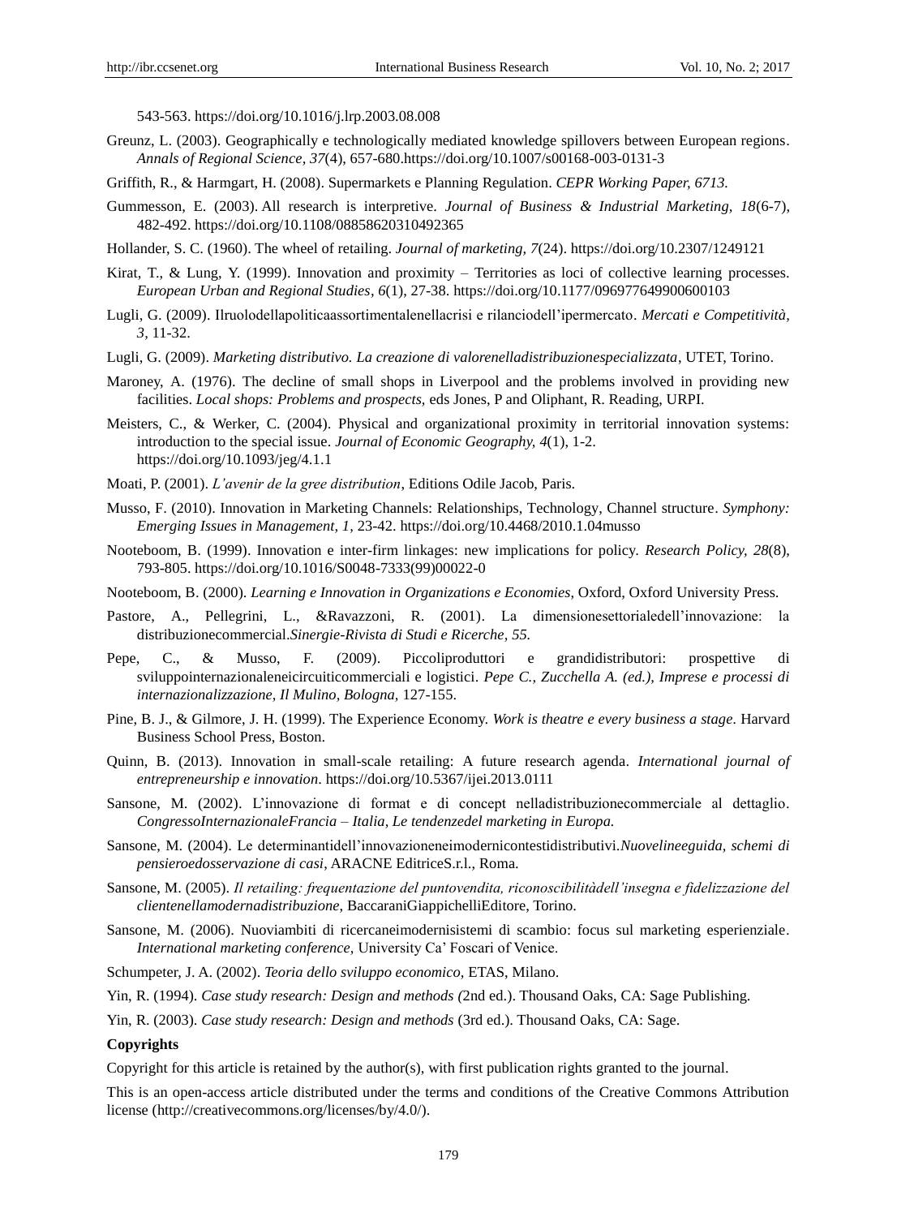543-563. https://doi.org/10.1016/j.lrp.2003.08.008

Greunz, L. (2003). Geographically e technologically mediated knowledge spillovers between European regions. *Annals of Regional Science, 37*(4), 657-680.https://doi.org/10.1007/s00168-003-0131-3

Griffith, R., & Harmgart, H. (2008). Supermarkets e Planning Regulation. *CEPR Working Paper, 6713.*

Gummesson, E. (2003). All research is interpretive. *Journal of Business & Industrial Marketing, 18*(6-7), 482-492. https://doi.org/10.1108/08858620310492365

Hollander, S. C. (1960). The wheel of retailing. *Journal of marketing, 7*(24). https://doi.org/10.2307/1249121

Kirat, T., & Lung, Y. (1999). Innovation and proximity – Territories as loci of collective learning processes. *European Urban and Regional Studies*, *6*(1), 27-38. https://doi.org/10.1177/096977649900600103

Lugli, G. (2009). Ilruolodellapoliticaassortimentalenellacrisi e rilanciodell'ipermercato. *Mercati e Competitività, 3*, 11-32.

Lugli, G. (2009). *Marketing distributivo. La creazione di valorenelladistribuzionespecializzata*, UTET, Torino.

Maroney, A. (1976). The decline of small shops in Liverpool and the problems involved in providing new facilities. *Local shops: Problems and prospects,* eds Jones, P and Oliphant, R. Reading, URPI.

Meisters, C., & Werker, C. (2004). Physical and organizational proximity in territorial innovation systems: introduction to the special issue. *Journal of Economic Geography, 4*(1), 1-2. https://doi.org/10.1093/jeg/4.1.1

Moati, P. (2001). *L'avenir de la gree distribution*, Editions Odile Jacob, Paris.

Musso, F. (2010). Innovation in Marketing Channels: Relationships, Technology, Channel structure. *Symphony: Emerging Issues in Management, 1,* 23-42. https://doi.org/10.4468/2010.1.04musso

Nooteboom, B. (1999). Innovation e inter-firm linkages: new implications for policy. *Research Policy, 28*(8), 793-805. https://doi.org/10.1016/S0048-7333(99)00022-0

Nooteboom, B. (2000). *Learning e Innovation in Organizations e Economies*, Oxford, Oxford University Press.

Pastore, A., Pellegrini, L., &Ravazzoni, R. (2001). La dimensionesettorialedell'innovazione: la distribuzionecommercial.*Sinergie-Rivista di Studi e Ricerche, 55.*

Pepe, C., & Musso, F. (2009). Piccoliproduttori e grandidistributori: prospettive di sviluppointernazionaleneicircuiticommerciali e logistici. *Pepe C., Zucchella A. (ed.), Imprese e processi di internazionalizzazione, Il Mulino, Bologna,* 127-155.

Pine, B. J., & Gilmore, J. H. (1999). The Experience Economy. *Work is theatre e every business a stage*. Harvard Business School Press, Boston.

Quinn, B. (2013). Innovation in small-scale retailing: A future research agenda. *International journal of entrepreneurship e innovation*. https://doi.org/10.5367/ijei.2013.0111

Sansone, M. (2002). L'innovazione di format e di concept nelladistribuzionecommerciale al dettaglio. *CongressoInternazionaleFrancia – Italia, Le tendenzedel marketing in Europa.*

Sansone, M. (2004). Le determinantidell'innovazioneneimodernicontestidistributivi.*Nuovelineeguida, schemi di pensieroedosservazione di casi*, ARACNE EditriceS.r.l., Roma.

Sansone, M. (2005). *Il retailing: frequentazione del puntovendita, riconoscibilitàdell'insegna e fidelizzazione del clientenellamodernadistribuzione,* BaccaraniGiappichelliEditore, Torino.

Sansone, M. (2006). Nuoviambiti di ricercaneimodernisistemi di scambio: focus sul marketing esperienziale. *International marketing conference,* University Ca' Foscari of Venice.

Schumpeter, J. A. (2002). *Teoria dello sviluppo economico,* ETAS, Milano.

Yin, R. (1994). *Case study research: Design and methods (*2nd ed.). Thousand Oaks, CA: Sage Publishing.

Yin, R. (2003). *Case study research: Design and methods* (3rd ed.). Thousand Oaks, CA: Sage.

**Copyrights**

Copyright for this article is retained by the author(s), with first publication rights granted to the journal.

This is an open-access article distributed under the terms and conditions of the Creative Commons Attribution license (http://creativecommons.org/licenses/by/4.0/).